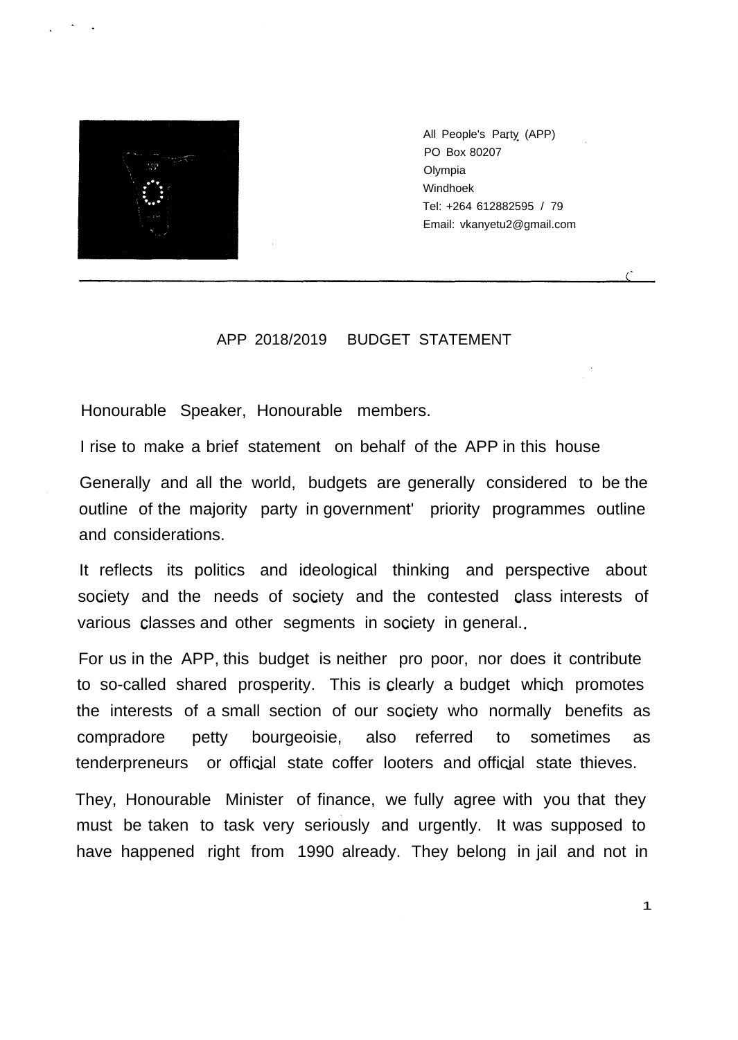All People's Party (APP)
PO Box 80207
Olympia
Windhoek
Tel: +264 612882595 / 79
Email: vkanyetu2@gmail.com

---

# APP 2018/2019 BUDGET STATEMENT

Honourable Speaker, Honourable members.

I rise to make a brief statement on behalf of the APP in this house

Generally and all the world, budgets are generally considered to be the outline of the majority party in government' priority programmes outline and considerations.

It reflects its politics and ideological thinking and perspective about society and the needs of society and the contested class interests of various classes and other segments in society in general..

For us in the APP, this budget is neither pro poor, nor does it contribute to so-called shared prosperity. This is clearly a budget which promotes the interests of a small section of our society who normally benefits as compradore petty bourgeoisie, also referred to sometimes as tenderpreneurs or official state coffer looters and official state thieves.

They, Honourable Minister of finance, we fully agree with you that they must be taken to task very seriously and urgently. It was supposed to have happened right from 1990 already. They belong in jail and not in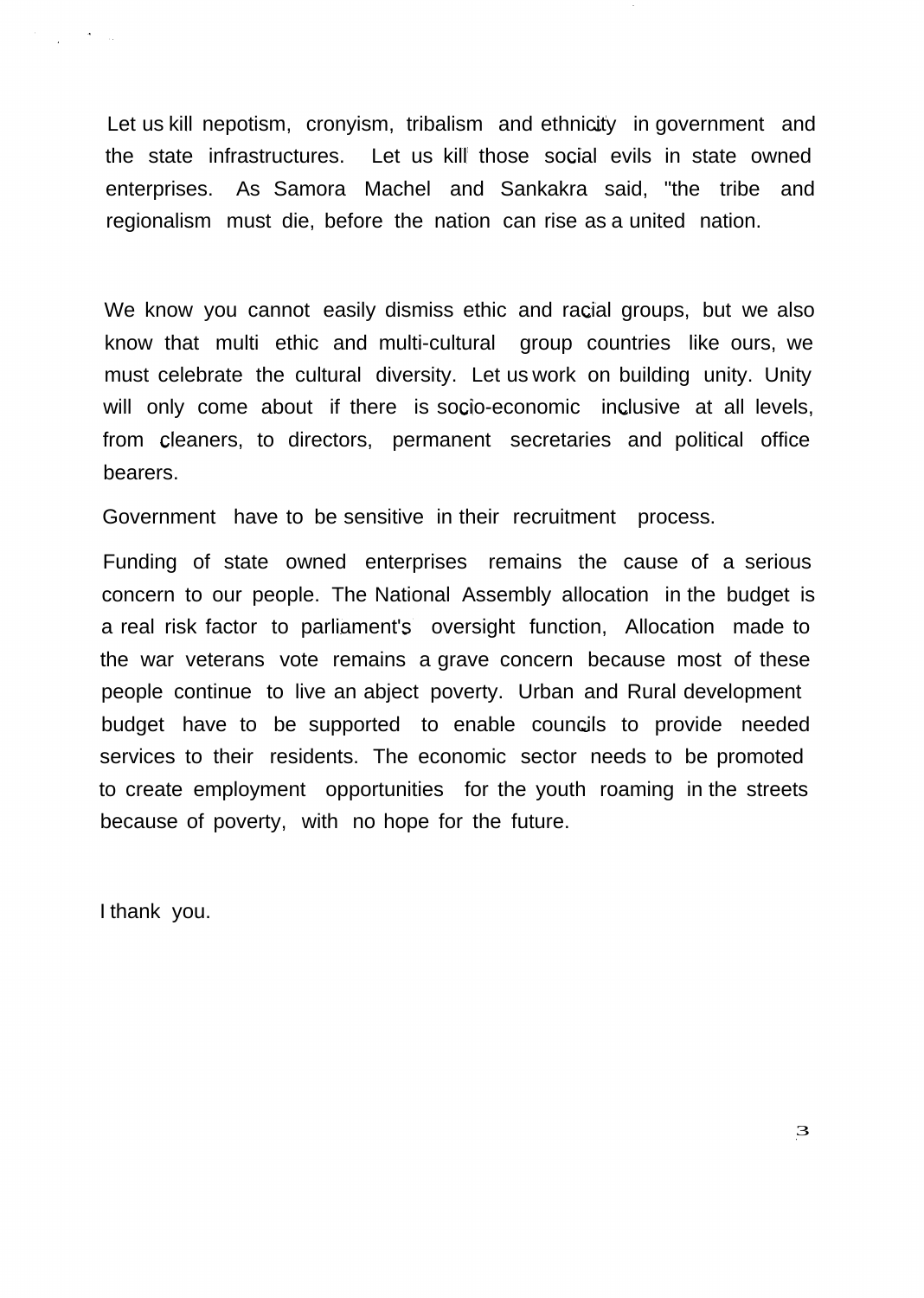Let us kill nepotism, cronyism, tribalism and ethnicity in government and the state infrastructures. Let us kill those social evils in state owned enterprises. As Samora Machel and Sankakra said, "the tribe and regionalism must die, before the nation can rise as a united nation.

We know you cannot easily dismiss ethic and racial groups, but we also know that multi ethic and multi-cultural group countries like ours, we must celebrate the cultural diversity. Let us work on building unity. Unity will only come about if there is socio-economic inclusive at all levels, from cleaners, to directors, permanent secretaries and political office bearers.

Government have to be sensitive in their recruitment process.

Funding of state owned enterprises remains the cause of a serious concern to our people. The National Assembly allocation in the budget is a real risk factor to parliament's oversight function, Allocation made to the war veterans vote remains a grave concern because most of these people continue to live an abject poverty. Urban and Rural development budget have to be supported to enable councils to provide needed services to their residents. The economic sector needs to be promoted to create employment opportunities for the youth roaming in the streets because of poverty, with no hope for the future.

I thank you.